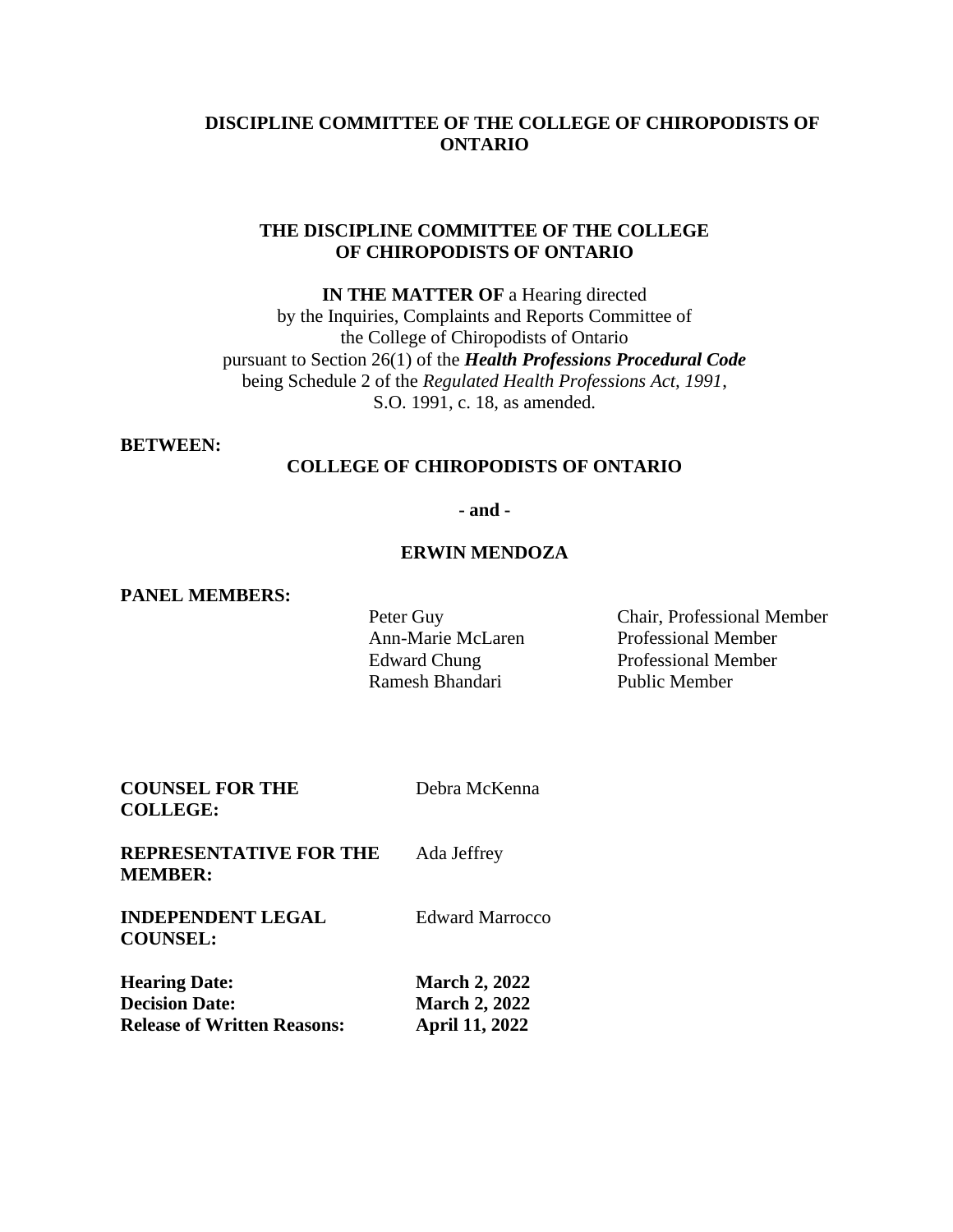**DISCIPLINE COMMITTEE OF THE COLLEGE OF CHIROPODISTS OF ONTARIO**

**THE DISCIPLINE COMMITTEE OF THE COLLEGE OF CHIROPODISTS OF ONTARIO**

**IN THE MATTER OF** a Hearing directed by the Inquiries, Complaints and Reports Committee of the College of Chiropodists of Ontario pursuant to Section 26(1) of the ***Health Professions Procedural Code*** being Schedule 2 of the *Regulated Health Professions Act, 1991*, S.O. 1991, c. 18, as amended.

**BETWEEN:**

**COLLEGE OF CHIROPODISTS OF ONTARIO**

**- and -**

**ERWIN MENDOZA**

**PANEL MEMBERS:**

| | |
|---|---|
| Peter Guy | Chair, Professional Member |
| Ann-Marie McLaren | Professional Member |
| Edward Chung | Professional Member |
| Ramesh Bhandari | Public Member |

**COUNSEL FOR THE COLLEGE:** Debra McKenna

**REPRESENTATIVE FOR THE MEMBER:** Ada Jeffrey

**INDEPENDENT LEGAL COUNSEL:** Edward Marrocco

**Hearing Date:** **March 2, 2022**
**Decision Date:** **March 2, 2022**
**Release of Written Reasons:** **April 11, 2022**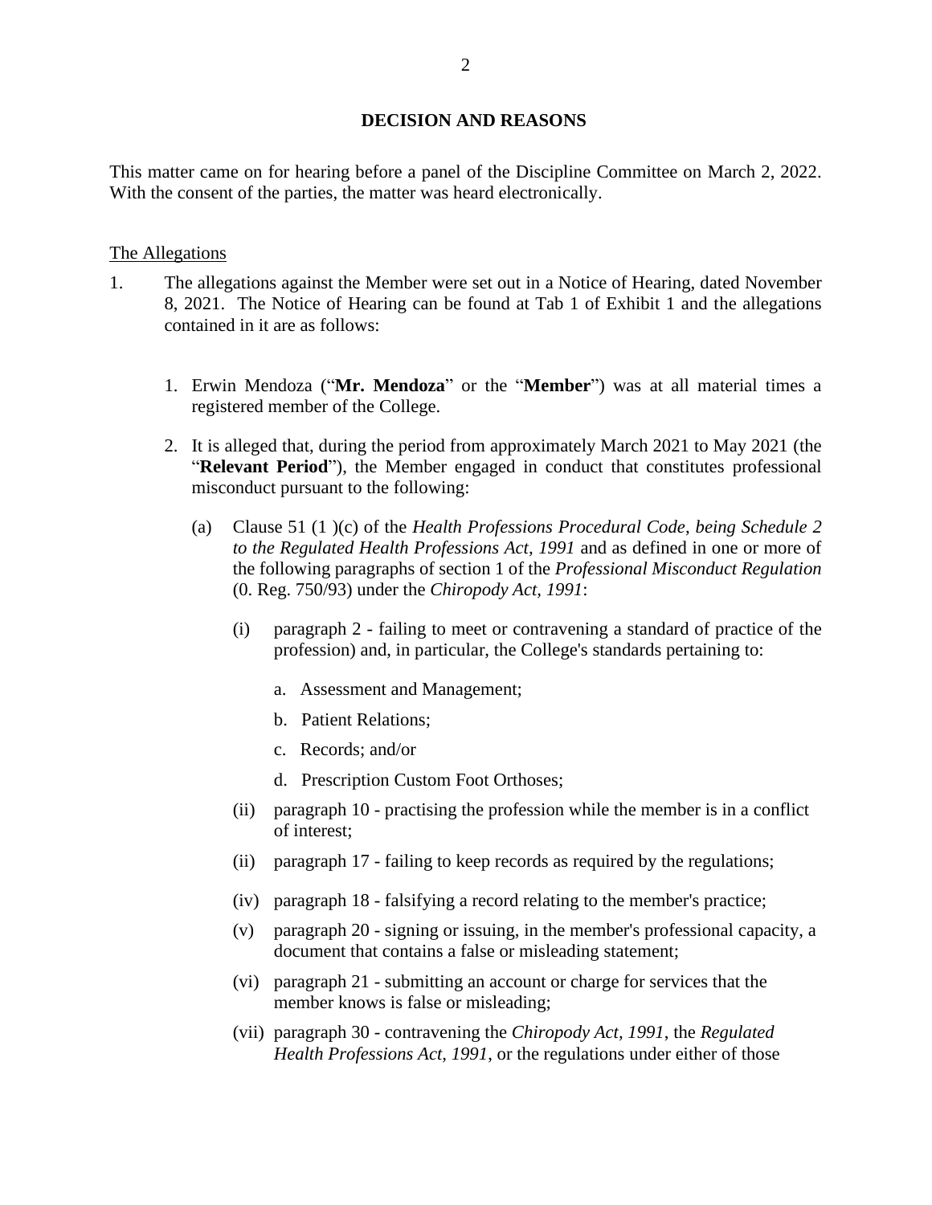## DECISION AND REASONS

This matter came on for hearing before a panel of the Discipline Committee on March 2, 2022. With the consent of the parties, the matter was heard electronically.

The Allegations

1. The allegations against the Member were set out in a Notice of Hearing, dated November 8, 2021. The Notice of Hearing can be found at Tab 1 of Exhibit 1 and the allegations contained in it are as follows:

   1. Erwin Mendoza ("**Mr. Mendoza**" or the "**Member**") was at all material times a registered member of the College.

   2. It is alleged that, during the period from approximately March 2021 to May 2021 (the "**Relevant Period**"), the Member engaged in conduct that constitutes professional misconduct pursuant to the following:

      (a) Clause 51 (1 )(c) of the *Health Professions Procedural Code, being Schedule 2 to the Regulated Health Professions Act, 1991* and as defined in one or more of the following paragraphs of section 1 of the *Professional Misconduct Regulation* (0. Reg. 750/93) under the *Chiropody Act, 1991*:

         (i) paragraph 2 - failing to meet or contravening a standard of practice of the profession) and, in particular, the College's standards pertaining to:

            a. Assessment and Management;

            b. Patient Relations;

            c. Records; and/or

            d. Prescription Custom Foot Orthoses;

         (ii) paragraph 10 - practising the profession while the member is in a conflict of interest;

         (ii) paragraph 17 - failing to keep records as required by the regulations;

         (iv) paragraph 18 - falsifying a record relating to the member's practice;

         (v) paragraph 20 - signing or issuing, in the member's professional capacity, a document that contains a false or misleading statement;

         (vi) paragraph 21 - submitting an account or charge for services that the member knows is false or misleading;

         (vii) paragraph 30 - contravening the *Chiropody Act, 1991*, the *Regulated Health Professions Act, 1991*, or the regulations under either of those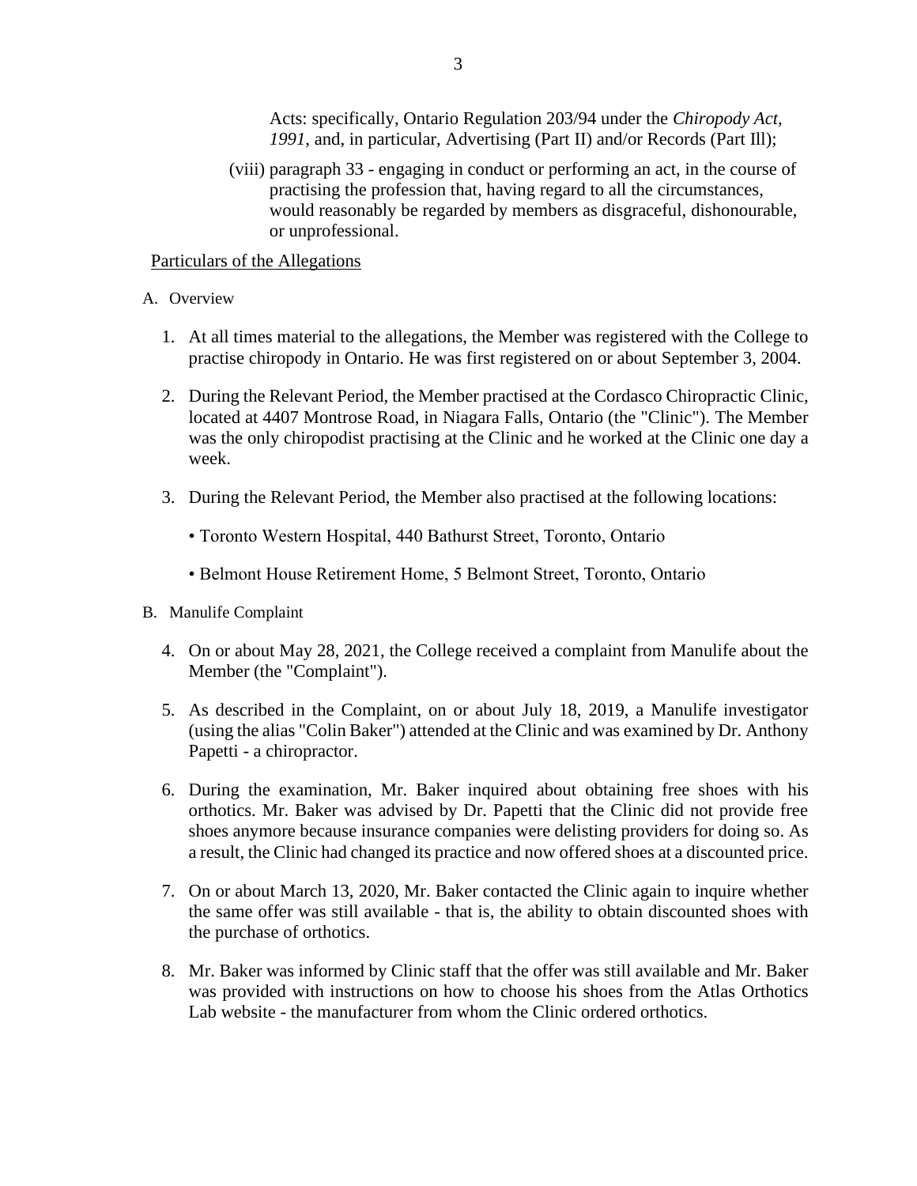Acts: specifically, Ontario Regulation 203/94 under the *Chiropody Act, 1991*, and, in particular, Advertising (Part II) and/or Records (Part Ill);

(viii) paragraph 33 - engaging in conduct or performing an act, in the course of practising the profession that, having regard to all the circumstances, would reasonably be regarded by members as disgraceful, dishonourable, or unprofessional.

Particulars of the Allegations

A. Overview

1. At all times material to the allegations, the Member was registered with the College to practise chiropody in Ontario. He was first registered on or about September 3, 2004.

2. During the Relevant Period, the Member practised at the Cordasco Chiropractic Clinic, located at 4407 Montrose Road, in Niagara Falls, Ontario (the "Clinic"). The Member was the only chiropodist practising at the Clinic and he worked at the Clinic one day a week.

3. During the Relevant Period, the Member also practised at the following locations:

   - Toronto Western Hospital, 440 Bathurst Street, Toronto, Ontario
   - Belmont House Retirement Home, 5 Belmont Street, Toronto, Ontario

B. Manulife Complaint

4. On or about May 28, 2021, the College received a complaint from Manulife about the Member (the "Complaint").

5. As described in the Complaint, on or about July 18, 2019, a Manulife investigator (using the alias "Colin Baker") attended at the Clinic and was examined by Dr. Anthony Papetti - a chiropractor.

6. During the examination, Mr. Baker inquired about obtaining free shoes with his orthotics. Mr. Baker was advised by Dr. Papetti that the Clinic did not provide free shoes anymore because insurance companies were delisting providers for doing so. As a result, the Clinic had changed its practice and now offered shoes at a discounted price.

7. On or about March 13, 2020, Mr. Baker contacted the Clinic again to inquire whether the same offer was still available - that is, the ability to obtain discounted shoes with the purchase of orthotics.

8. Mr. Baker was informed by Clinic staff that the offer was still available and Mr. Baker was provided with instructions on how to choose his shoes from the Atlas Orthotics Lab website - the manufacturer from whom the Clinic ordered orthotics.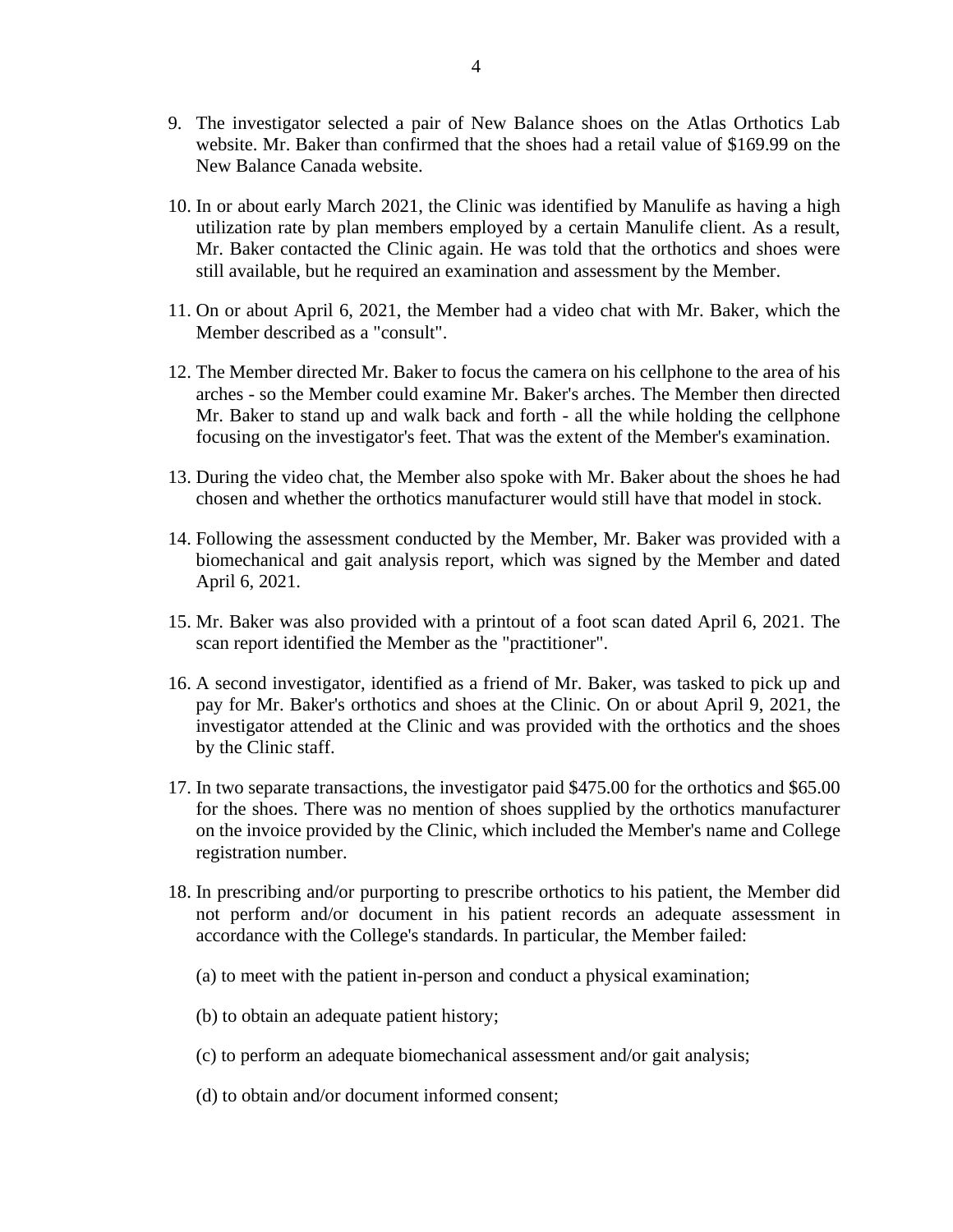9. The investigator selected a pair of New Balance shoes on the Atlas Orthotics Lab website. Mr. Baker than confirmed that the shoes had a retail value of $169.99 on the New Balance Canada website.

10. In or about early March 2021, the Clinic was identified by Manulife as having a high utilization rate by plan members employed by a certain Manulife client. As a result, Mr. Baker contacted the Clinic again. He was told that the orthotics and shoes were still available, but he required an examination and assessment by the Member.

11. On or about April 6, 2021, the Member had a video chat with Mr. Baker, which the Member described as a "consult".

12. The Member directed Mr. Baker to focus the camera on his cellphone to the area of his arches - so the Member could examine Mr. Baker's arches. The Member then directed Mr. Baker to stand up and walk back and forth - all the while holding the cellphone focusing on the investigator's feet. That was the extent of the Member's examination.

13. During the video chat, the Member also spoke with Mr. Baker about the shoes he had chosen and whether the orthotics manufacturer would still have that model in stock.

14. Following the assessment conducted by the Member, Mr. Baker was provided with a biomechanical and gait analysis report, which was signed by the Member and dated April 6, 2021.

15. Mr. Baker was also provided with a printout of a foot scan dated April 6, 2021. The scan report identified the Member as the "practitioner".

16. A second investigator, identified as a friend of Mr. Baker, was tasked to pick up and pay for Mr. Baker's orthotics and shoes at the Clinic. On or about April 9, 2021, the investigator attended at the Clinic and was provided with the orthotics and the shoes by the Clinic staff.

17. In two separate transactions, the investigator paid $475.00 for the orthotics and $65.00 for the shoes. There was no mention of shoes supplied by the orthotics manufacturer on the invoice provided by the Clinic, which included the Member's name and College registration number.

18. In prescribing and/or purporting to prescribe orthotics to his patient, the Member did not perform and/or document in his patient records an adequate assessment in accordance with the College's standards. In particular, the Member failed:

    (a) to meet with the patient in-person and conduct a physical examination;

    (b) to obtain an adequate patient history;

    (c) to perform an adequate biomechanical assessment and/or gait analysis;

    (d) to obtain and/or document informed consent;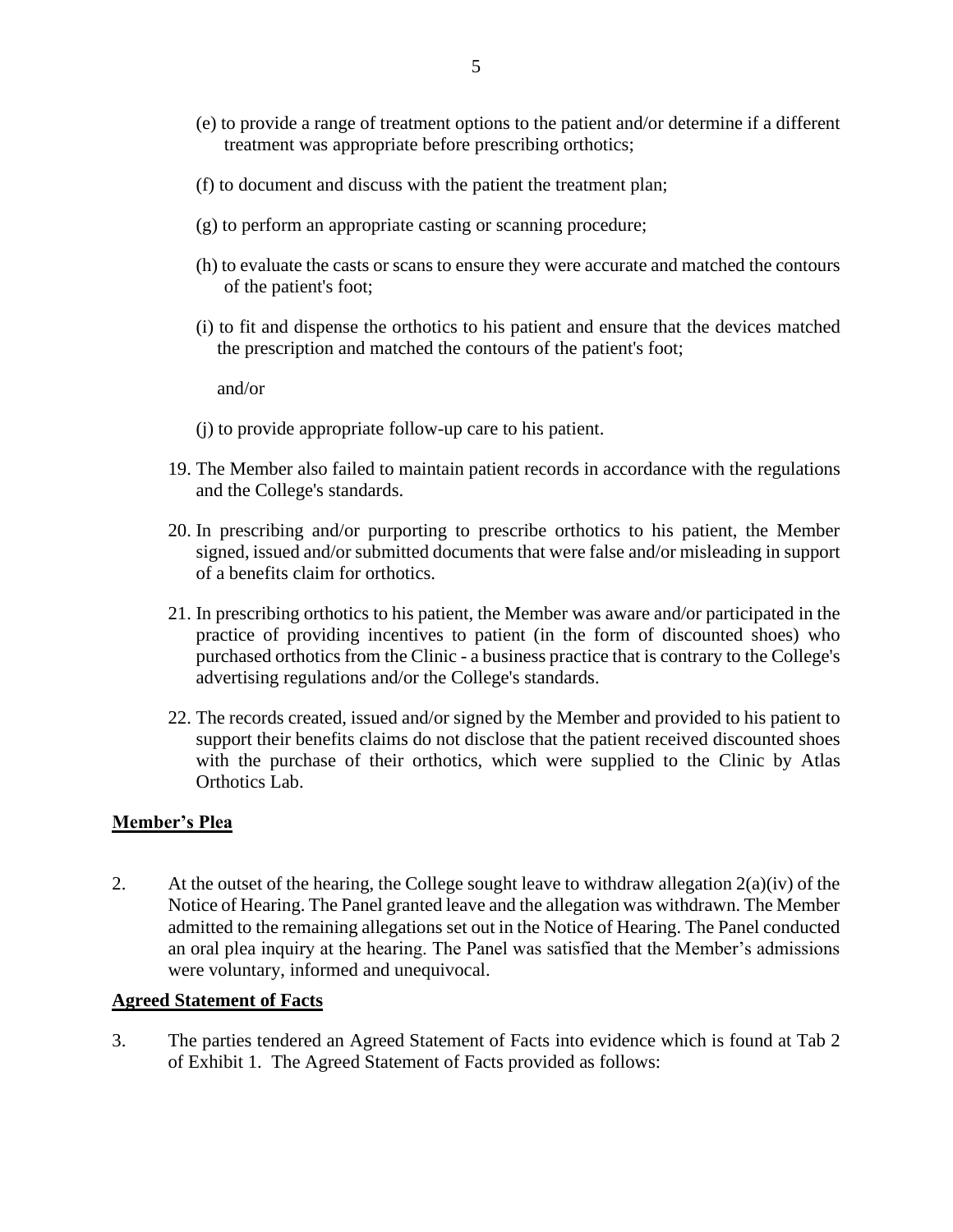(e) to provide a range of treatment options to the patient and/or determine if a different treatment was appropriate before prescribing orthotics;

(f) to document and discuss with the patient the treatment plan;

(g) to perform an appropriate casting or scanning procedure;

(h) to evaluate the casts or scans to ensure they were accurate and matched the contours of the patient's foot;

(i) to fit and dispense the orthotics to his patient and ensure that the devices matched the prescription and matched the contours of the patient's foot;

and/or

(j) to provide appropriate follow-up care to his patient.

19. The Member also failed to maintain patient records in accordance with the regulations and the College's standards.

20. In prescribing and/or purporting to prescribe orthotics to his patient, the Member signed, issued and/or submitted documents that were false and/or misleading in support of a benefits claim for orthotics.

21. In prescribing orthotics to his patient, the Member was aware and/or participated in the practice of providing incentives to patient (in the form of discounted shoes) who purchased orthotics from the Clinic - a business practice that is contrary to the College's advertising regulations and/or the College's standards.

22. The records created, issued and/or signed by the Member and provided to his patient to support their benefits claims do not disclose that the patient received discounted shoes with the purchase of their orthotics, which were supplied to the Clinic by Atlas Orthotics Lab.

## Member's Plea

2. At the outset of the hearing, the College sought leave to withdraw allegation 2(a)(iv) of the Notice of Hearing. The Panel granted leave and the allegation was withdrawn. The Member admitted to the remaining allegations set out in the Notice of Hearing. The Panel conducted an oral plea inquiry at the hearing. The Panel was satisfied that the Member's admissions were voluntary, informed and unequivocal.

## Agreed Statement of Facts

3. The parties tendered an Agreed Statement of Facts into evidence which is found at Tab 2 of Exhibit 1. The Agreed Statement of Facts provided as follows: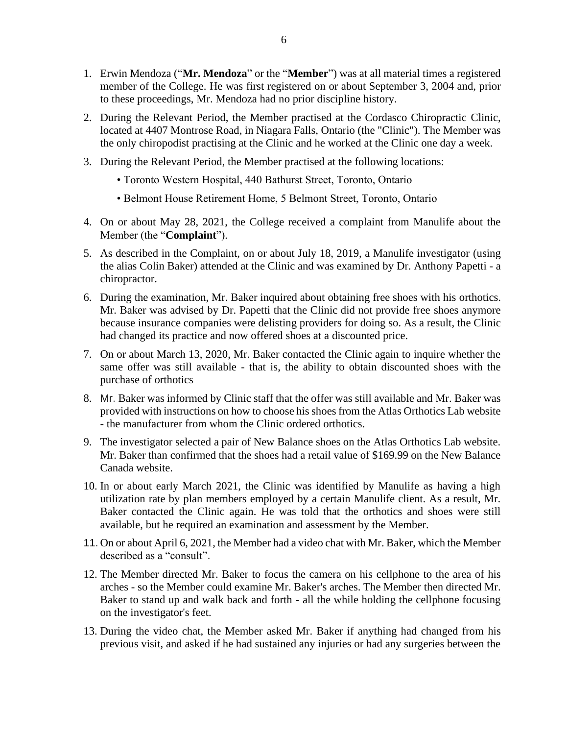1. Erwin Mendoza ("**Mr. Mendoza**" or the "**Member**") was at all material times a registered member of the College. He was first registered on or about September 3, 2004 and, prior to these proceedings, Mr. Mendoza had no prior discipline history.

2. During the Relevant Period, the Member practised at the Cordasco Chiropractic Clinic, located at 4407 Montrose Road, in Niagara Falls, Ontario (the "Clinic"). The Member was the only chiropodist practising at the Clinic and he worked at the Clinic one day a week.

3. During the Relevant Period, the Member practised at the following locations:

   • Toronto Western Hospital, 440 Bathurst Street, Toronto, Ontario

   • Belmont House Retirement Home, 5 Belmont Street, Toronto, Ontario

4. On or about May 28, 2021, the College received a complaint from Manulife about the Member (the "**Complaint**").

5. As described in the Complaint, on or about July 18, 2019, a Manulife investigator (using the alias Colin Baker) attended at the Clinic and was examined by Dr. Anthony Papetti - a chiropractor.

6. During the examination, Mr. Baker inquired about obtaining free shoes with his orthotics. Mr. Baker was advised by Dr. Papetti that the Clinic did not provide free shoes anymore because insurance companies were delisting providers for doing so. As a result, the Clinic had changed its practice and now offered shoes at a discounted price.

7. On or about March 13, 2020, Mr. Baker contacted the Clinic again to inquire whether the same offer was still available - that is, the ability to obtain discounted shoes with the purchase of orthotics

8. Mr. Baker was informed by Clinic staff that the offer was still available and Mr. Baker was provided with instructions on how to choose his shoes from the Atlas Orthotics Lab website - the manufacturer from whom the Clinic ordered orthotics.

9. The investigator selected a pair of New Balance shoes on the Atlas Orthotics Lab website. Mr. Baker than confirmed that the shoes had a retail value of $169.99 on the New Balance Canada website.

10. In or about early March 2021, the Clinic was identified by Manulife as having a high utilization rate by plan members employed by a certain Manulife client. As a result, Mr. Baker contacted the Clinic again. He was told that the orthotics and shoes were still available, but he required an examination and assessment by the Member.

11. On or about April 6, 2021, the Member had a video chat with Mr. Baker, which the Member described as a "consult".

12. The Member directed Mr. Baker to focus the camera on his cellphone to the area of his arches - so the Member could examine Mr. Baker's arches. The Member then directed Mr. Baker to stand up and walk back and forth - all the while holding the cellphone focusing on the investigator's feet.

13. During the video chat, the Member asked Mr. Baker if anything had changed from his previous visit, and asked if he had sustained any injuries or had any surgeries between the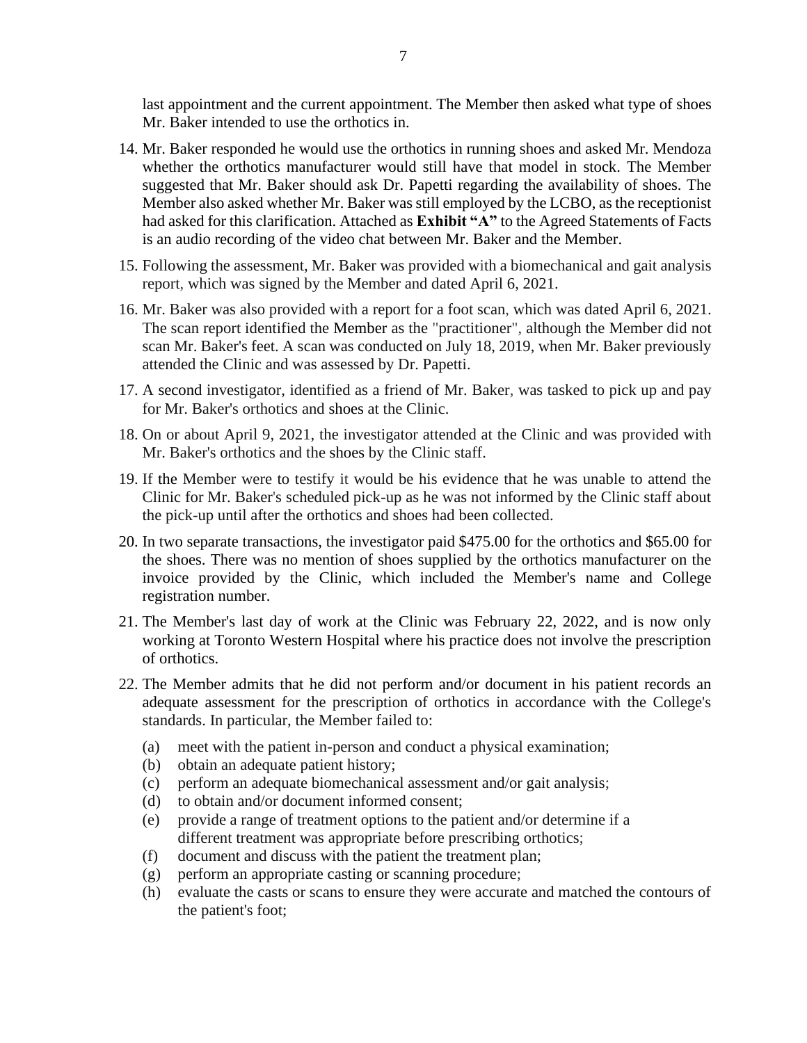last appointment and the current appointment. The Member then asked what type of shoes Mr. Baker intended to use the orthotics in.

14. Mr. Baker responded he would use the orthotics in running shoes and asked Mr. Mendoza whether the orthotics manufacturer would still have that model in stock. The Member suggested that Mr. Baker should ask Dr. Papetti regarding the availability of shoes. The Member also asked whether Mr. Baker was still employed by the LCBO, as the receptionist had asked for this clarification. Attached as **Exhibit "A"** to the Agreed Statements of Facts is an audio recording of the video chat between Mr. Baker and the Member.

15. Following the assessment, Mr. Baker was provided with a biomechanical and gait analysis report, which was signed by the Member and dated April 6, 2021.

16. Mr. Baker was also provided with a report for a foot scan, which was dated April 6, 2021. The scan report identified the Member as the "practitioner", although the Member did not scan Mr. Baker's feet. A scan was conducted on July 18, 2019, when Mr. Baker previously attended the Clinic and was assessed by Dr. Papetti.

17. A second investigator, identified as a friend of Mr. Baker, was tasked to pick up and pay for Mr. Baker's orthotics and shoes at the Clinic.

18. On or about April 9, 2021, the investigator attended at the Clinic and was provided with Mr. Baker's orthotics and the shoes by the Clinic staff.

19. If the Member were to testify it would be his evidence that he was unable to attend the Clinic for Mr. Baker's scheduled pick-up as he was not informed by the Clinic staff about the pick-up until after the orthotics and shoes had been collected.

20. In two separate transactions, the investigator paid $475.00 for the orthotics and $65.00 for the shoes. There was no mention of shoes supplied by the orthotics manufacturer on the invoice provided by the Clinic, which included the Member's name and College registration number.

21. The Member's last day of work at the Clinic was February 22, 2022, and is now only working at Toronto Western Hospital where his practice does not involve the prescription of orthotics.

22. The Member admits that he did not perform and/or document in his patient records an adequate assessment for the prescription of orthotics in accordance with the College's standards. In particular, the Member failed to:

    (a) meet with the patient in-person and conduct a physical examination;
    (b) obtain an adequate patient history;
    (c) perform an adequate biomechanical assessment and/or gait analysis;
    (d) to obtain and/or document informed consent;
    (e) provide a range of treatment options to the patient and/or determine if a different treatment was appropriate before prescribing orthotics;
    (f) document and discuss with the patient the treatment plan;
    (g) perform an appropriate casting or scanning procedure;
    (h) evaluate the casts or scans to ensure they were accurate and matched the contours of the patient's foot;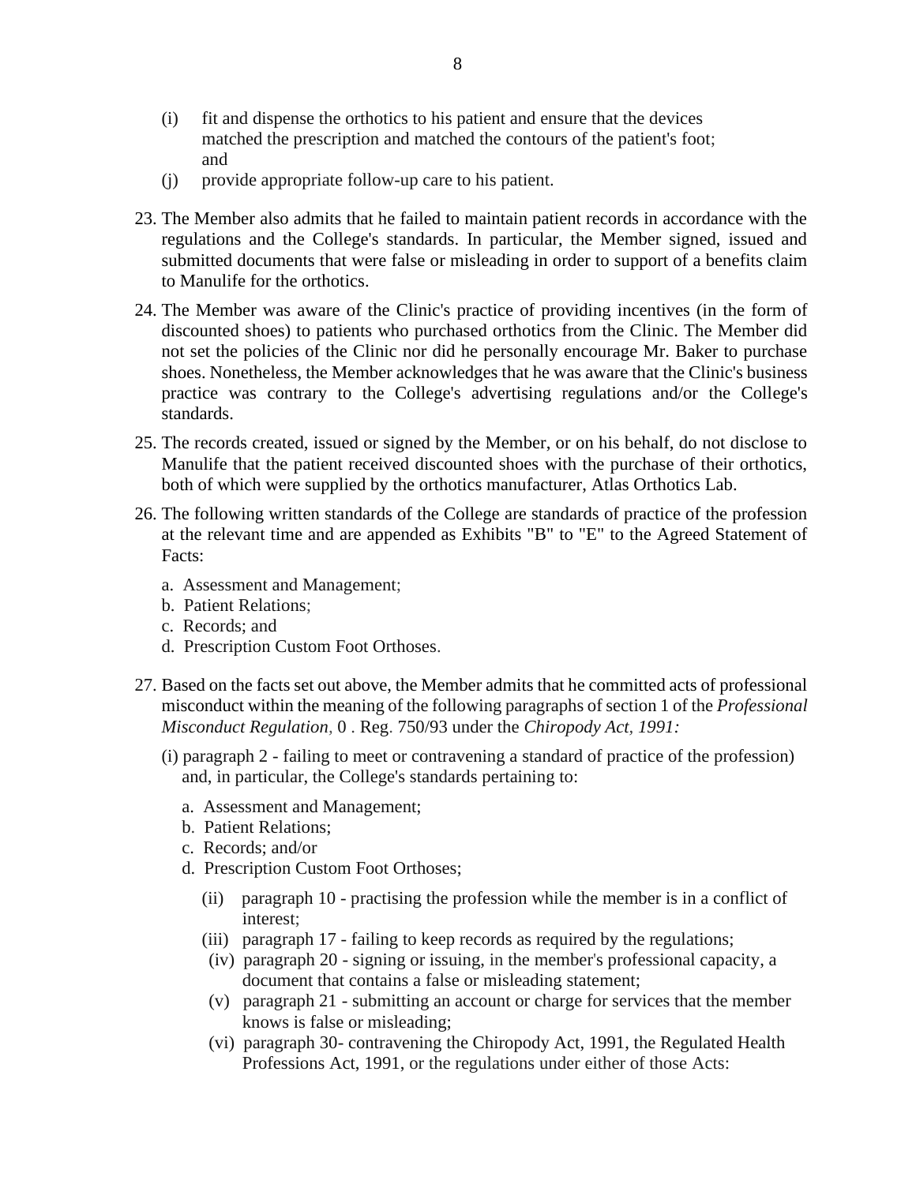(i) fit and dispense the orthotics to his patient and ensure that the devices matched the prescription and matched the contours of the patient's foot; and

(j) provide appropriate follow-up care to his patient.

23. The Member also admits that he failed to maintain patient records in accordance with the regulations and the College's standards. In particular, the Member signed, issued and submitted documents that were false or misleading in order to support of a benefits claim to Manulife for the orthotics.

24. The Member was aware of the Clinic's practice of providing incentives (in the form of discounted shoes) to patients who purchased orthotics from the Clinic. The Member did not set the policies of the Clinic nor did he personally encourage Mr. Baker to purchase shoes. Nonetheless, the Member acknowledges that he was aware that the Clinic's business practice was contrary to the College's advertising regulations and/or the College's standards.

25. The records created, issued or signed by the Member, or on his behalf, do not disclose to Manulife that the patient received discounted shoes with the purchase of their orthotics, both of which were supplied by the orthotics manufacturer, Atlas Orthotics Lab.

26. The following written standards of the College are standards of practice of the profession at the relevant time and are appended as Exhibits "B" to "E" to the Agreed Statement of Facts:

    a. Assessment and Management;
    b. Patient Relations;
    c. Records; and
    d. Prescription Custom Foot Orthoses.

27. Based on the facts set out above, the Member admits that he committed acts of professional misconduct within the meaning of the following paragraphs of section 1 of the *Professional Misconduct Regulation,* 0 . Reg. 750/93 under the *Chiropody Act, 1991:*

    (i) paragraph 2 - failing to meet or contravening a standard of practice of the profession) and, in particular, the College's standards pertaining to:

    a. Assessment and Management;
    b. Patient Relations;
    c. Records; and/or
    d. Prescription Custom Foot Orthoses;

    (ii) paragraph 10 - practising the profession while the member is in a conflict of interest;
    (iii) paragraph 17 - failing to keep records as required by the regulations;
    (iv) paragraph 20 - signing or issuing, in the member's professional capacity, a document that contains a false or misleading statement;
    (v) paragraph 21 - submitting an account or charge for services that the member knows is false or misleading;
    (vi) paragraph 30- contravening the Chiropody Act, 1991, the Regulated Health Professions Act, 1991, or the regulations under either of those Acts: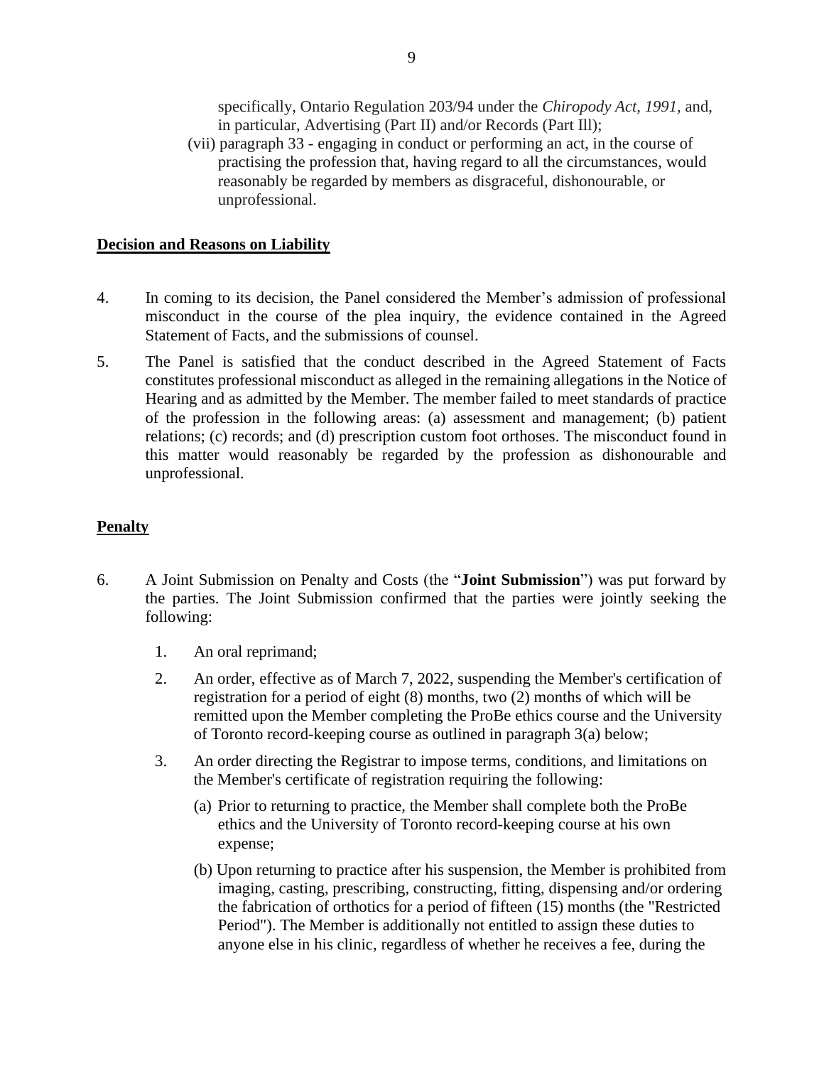specifically, Ontario Regulation 203/94 under the *Chiropody Act, 1991,* and, in particular, Advertising (Part II) and/or Records (Part Ill);

(vii) paragraph 33 - engaging in conduct or performing an act, in the course of practising the profession that, having regard to all the circumstances, would reasonably be regarded by members as disgraceful, dishonourable, or unprofessional.

## Decision and Reasons on Liability

4. In coming to its decision, the Panel considered the Member's admission of professional misconduct in the course of the plea inquiry, the evidence contained in the Agreed Statement of Facts, and the submissions of counsel.

5. The Panel is satisfied that the conduct described in the Agreed Statement of Facts constitutes professional misconduct as alleged in the remaining allegations in the Notice of Hearing and as admitted by the Member. The member failed to meet standards of practice of the profession in the following areas: (a) assessment and management; (b) patient relations; (c) records; and (d) prescription custom foot orthoses. The misconduct found in this matter would reasonably be regarded by the profession as dishonourable and unprofessional.

## Penalty

6. A Joint Submission on Penalty and Costs (the "**Joint Submission**") was put forward by the parties. The Joint Submission confirmed that the parties were jointly seeking the following:

   1. An oral reprimand;

   2. An order, effective as of March 7, 2022, suspending the Member's certification of registration for a period of eight (8) months, two (2) months of which will be remitted upon the Member completing the ProBe ethics course and the University of Toronto record-keeping course as outlined in paragraph 3(a) below;

   3. An order directing the Registrar to impose terms, conditions, and limitations on the Member's certificate of registration requiring the following:

      (a) Prior to returning to practice, the Member shall complete both the ProBe ethics and the University of Toronto record-keeping course at his own expense;

      (b) Upon returning to practice after his suspension, the Member is prohibited from imaging, casting, prescribing, constructing, fitting, dispensing and/or ordering the fabrication of orthotics for a period of fifteen (15) months (the "Restricted Period"). The Member is additionally not entitled to assign these duties to anyone else in his clinic, regardless of whether he receives a fee, during the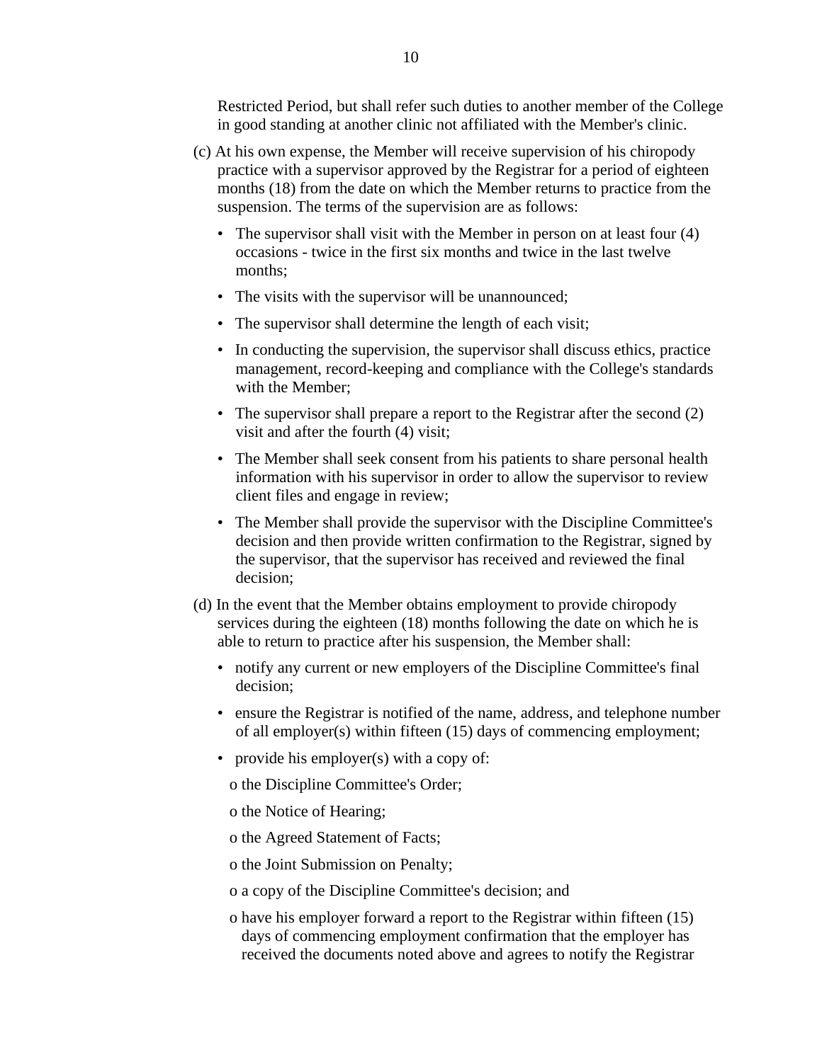Restricted Period, but shall refer such duties to another member of the College in good standing at another clinic not affiliated with the Member's clinic.

(c) At his own expense, the Member will receive supervision of his chiropody practice with a supervisor approved by the Registrar for a period of eighteen months (18) from the date on which the Member returns to practice from the suspension. The terms of the supervision are as follows:

- The supervisor shall visit with the Member in person on at least four (4) occasions - twice in the first six months and twice in the last twelve months;
- The visits with the supervisor will be unannounced;
- The supervisor shall determine the length of each visit;
- In conducting the supervision, the supervisor shall discuss ethics, practice management, record-keeping and compliance with the College's standards with the Member;
- The supervisor shall prepare a report to the Registrar after the second (2) visit and after the fourth (4) visit;
- The Member shall seek consent from his patients to share personal health information with his supervisor in order to allow the supervisor to review client files and engage in review;
- The Member shall provide the supervisor with the Discipline Committee's decision and then provide written confirmation to the Registrar, signed by the supervisor, that the supervisor has received and reviewed the final decision;

(d) In the event that the Member obtains employment to provide chiropody services during the eighteen (18) months following the date on which he is able to return to practice after his suspension, the Member shall:

- notify any current or new employers of the Discipline Committee's final decision;
- ensure the Registrar is notified of the name, address, and telephone number of all employer(s) within fifteen (15) days of commencing employment;
- provide his employer(s) with a copy of:
  - the Discipline Committee's Order;
  - the Notice of Hearing;
  - the Agreed Statement of Facts;
  - the Joint Submission on Penalty;
  - a copy of the Discipline Committee's decision; and
  - have his employer forward a report to the Registrar within fifteen (15) days of commencing employment confirmation that the employer has received the documents noted above and agrees to notify the Registrar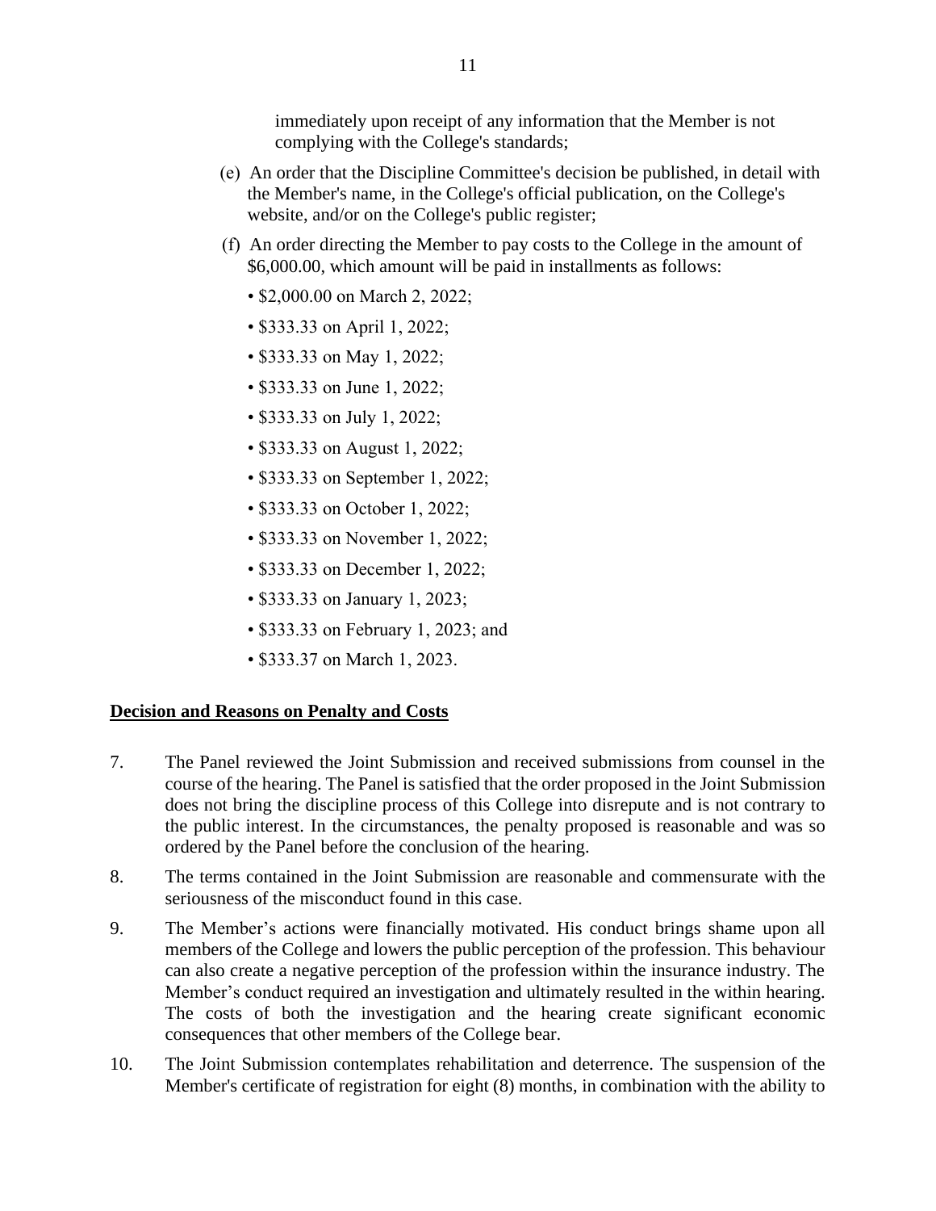immediately upon receipt of any information that the Member is not complying with the College's standards;

(e) An order that the Discipline Committee's decision be published, in detail with the Member's name, in the College's official publication, on the College's website, and/or on the College's public register;

(f) An order directing the Member to pay costs to the College in the amount of $6,000.00, which amount will be paid in installments as follows:

- $2,000.00 on March 2, 2022;
- $333.33 on April 1, 2022;
- $333.33 on May 1, 2022;
- $333.33 on June 1, 2022;
- $333.33 on July 1, 2022;
- $333.33 on August 1, 2022;
- $333.33 on September 1, 2022;
- $333.33 on October 1, 2022;
- $333.33 on November 1, 2022;
- $333.33 on December 1, 2022;
- $333.33 on January 1, 2023;
- $333.33 on February 1, 2023; and
- $333.37 on March 1, 2023.

**Decision and Reasons on Penalty and Costs**

7. The Panel reviewed the Joint Submission and received submissions from counsel in the course of the hearing. The Panel is satisfied that the order proposed in the Joint Submission does not bring the discipline process of this College into disrepute and is not contrary to the public interest. In the circumstances, the penalty proposed is reasonable and was so ordered by the Panel before the conclusion of the hearing.

8. The terms contained in the Joint Submission are reasonable and commensurate with the seriousness of the misconduct found in this case.

9. The Member's actions were financially motivated. His conduct brings shame upon all members of the College and lowers the public perception of the profession. This behaviour can also create a negative perception of the profession within the insurance industry. The Member's conduct required an investigation and ultimately resulted in the within hearing. The costs of both the investigation and the hearing create significant economic consequences that other members of the College bear.

10. The Joint Submission contemplates rehabilitation and deterrence. The suspension of the Member's certificate of registration for eight (8) months, in combination with the ability to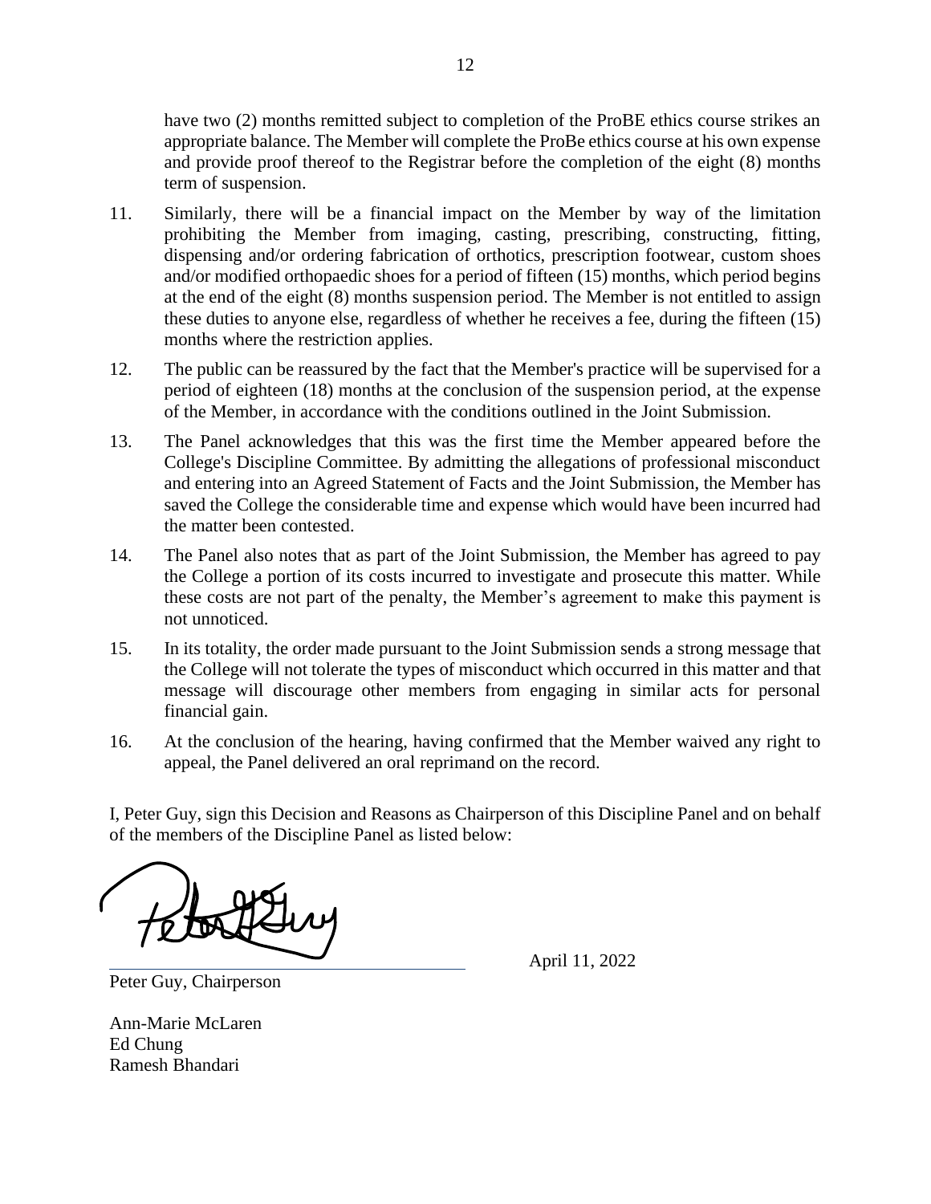have two (2) months remitted subject to completion of the ProBE ethics course strikes an appropriate balance. The Member will complete the ProBe ethics course at his own expense and provide proof thereof to the Registrar before the completion of the eight (8) months term of suspension.

11. Similarly, there will be a financial impact on the Member by way of the limitation prohibiting the Member from imaging, casting, prescribing, constructing, fitting, dispensing and/or ordering fabrication of orthotics, prescription footwear, custom shoes and/or modified orthopaedic shoes for a period of fifteen (15) months, which period begins at the end of the eight (8) months suspension period. The Member is not entitled to assign these duties to anyone else, regardless of whether he receives a fee, during the fifteen (15) months where the restriction applies.

12. The public can be reassured by the fact that the Member's practice will be supervised for a period of eighteen (18) months at the conclusion of the suspension period, at the expense of the Member, in accordance with the conditions outlined in the Joint Submission.

13. The Panel acknowledges that this was the first time the Member appeared before the College's Discipline Committee. By admitting the allegations of professional misconduct and entering into an Agreed Statement of Facts and the Joint Submission, the Member has saved the College the considerable time and expense which would have been incurred had the matter been contested.

14. The Panel also notes that as part of the Joint Submission, the Member has agreed to pay the College a portion of its costs incurred to investigate and prosecute this matter. While these costs are not part of the penalty, the Member's agreement to make this payment is not unnoticed.

15. In its totality, the order made pursuant to the Joint Submission sends a strong message that the College will not tolerate the types of misconduct which occurred in this matter and that message will discourage other members from engaging in similar acts for personal financial gain.

16. At the conclusion of the hearing, having confirmed that the Member waived any right to appeal, the Panel delivered an oral reprimand on the record.

I, Peter Guy, sign this Decision and Reasons as Chairperson of this Discipline Panel and on behalf of the members of the Discipline Panel as listed below:

Peter Guy, Chairperson

April 11, 2022

Ann-Marie McLaren
Ed Chung
Ramesh Bhandari